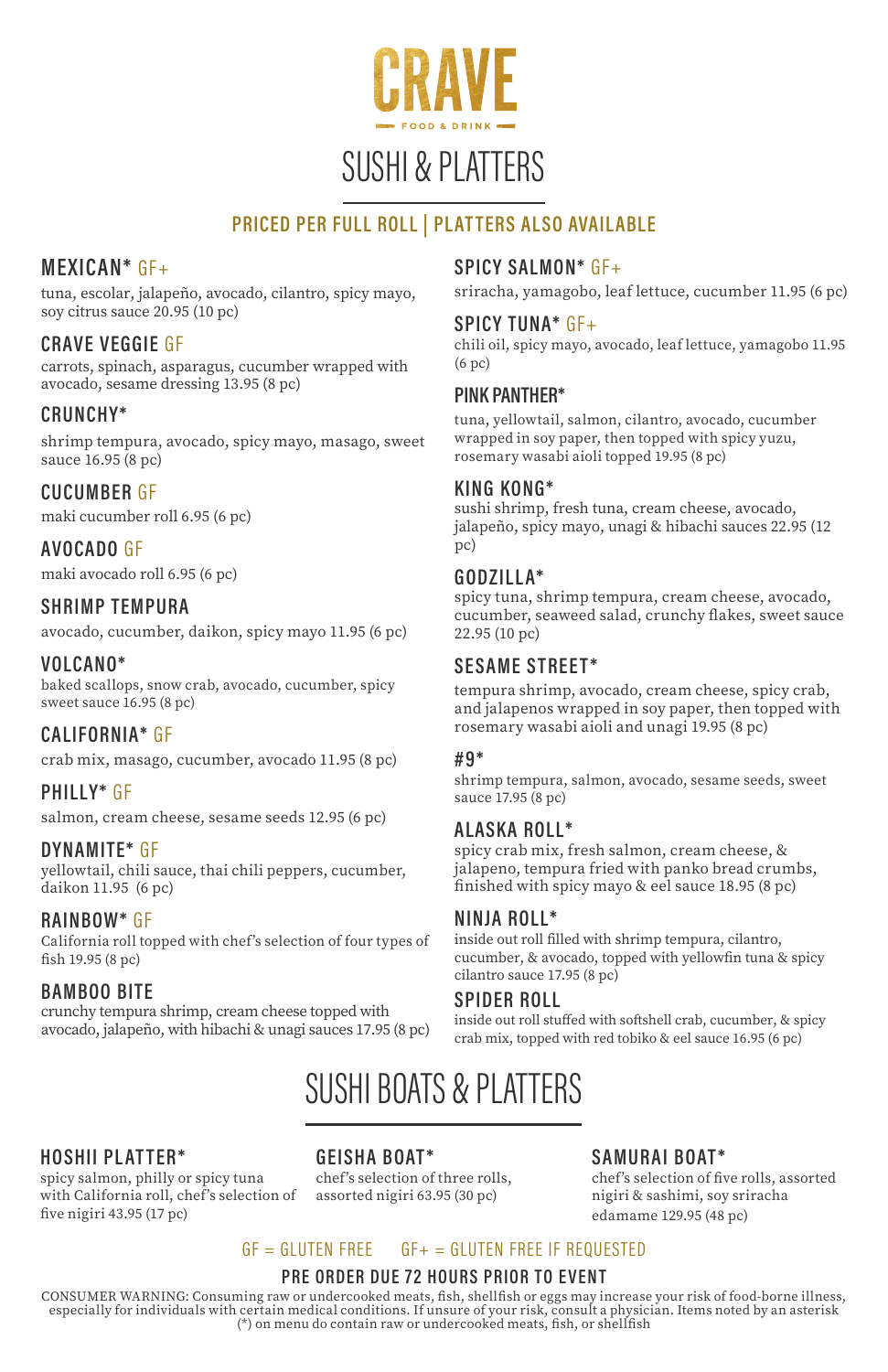# CRAVE

FOOD & DRINK

## SUSHI & PLATTERS

**PRICED PER FULL ROLL | PLATTERS ALSO AVAILABLE**

### MEXICAN* GF+
tuna, escolar, jalapeño, avocado, cilantro, spicy mayo, soy citrus sauce 20.95 (10 pc)

### CRAVE VEGGIE GF
carrots, spinach, asparagus, cucumber wrapped with avocado, sesame dressing 13.95 (8 pc)

### CRUNCHY*
shrimp tempura, avocado, spicy mayo, masago, sweet sauce 16.95 (8 pc)

### CUCUMBER GF
maki cucumber roll 6.95 (6 pc)

### AVOCADO GF
maki avocado roll 6.95 (6 pc)

### SHRIMP TEMPURA
avocado, cucumber, daikon, spicy mayo 11.95 (6 pc)

### VOLCANO*
baked scallops, snow crab, avocado, cucumber, spicy sweet sauce 16.95 (8 pc)

### CALIFORNIA* GF
crab mix, masago, cucumber, avocado 11.95 (8 pc)

### PHILLY* GF
salmon, cream cheese, sesame seeds 12.95 (6 pc)

### DYNAMITE* GF
yellowtail, chili sauce, thai chili peppers, cucumber, daikon 11.95 (6 pc)

### RAINBOW* GF
California roll topped with chef's selection of four types of fish 19.95 (8 pc)

### BAMBOO BITE
crunchy tempura shrimp, cream cheese topped with avocado, jalapeño, with hibachi & unagi sauces 17.95 (8 pc)

### SPICY SALMON* GF+
sriracha, yamagobo, leaf lettuce, cucumber 11.95 (6 pc)

### SPICY TUNA* GF+
chili oil, spicy mayo, avocado, leaf lettuce, yamagobo 11.95 (6 pc)

### PINK PANTHER*
tuna, yellowtail, salmon, cilantro, avocado, cucumber wrapped in soy paper, then topped with spicy yuzu, rosemary wasabi aioli topped 19.95 (8 pc)

### KING KONG*
sushi shrimp, fresh tuna, cream cheese, avocado, jalapeño, spicy mayo, unagi & hibachi sauces 22.95 (12 pc)

### GODZILLA*
spicy tuna, shrimp tempura, cream cheese, avocado, cucumber, seaweed salad, crunchy flakes, sweet sauce 22.95 (10 pc)

### SESAME STREET*
tempura shrimp, avocado, cream cheese, spicy crab, and jalapenos wrapped in soy paper, then topped with rosemary wasabi aioli and unagi 19.95 (8 pc)

### #9*
shrimp tempura, salmon, avocado, sesame seeds, sweet sauce 17.95 (8 pc)

### ALASKA ROLL*
spicy crab mix, fresh salmon, cream cheese, & jalapeno, tempura fried with panko bread crumbs, finished with spicy mayo & eel sauce 18.95 (8 pc)

### NINJA ROLL*
inside out roll filled with shrimp tempura, cilantro, cucumber, & avocado, topped with yellowfin tuna & spicy cilantro sauce 17.95 (8 pc)

### SPIDER ROLL
inside out roll stuffed with softshell crab, cucumber, & spicy crab mix, topped with red tobiko & eel sauce 16.95 (6 pc)

## SUSHI BOATS & PLATTERS

### HOSHII PLATTER*
spicy salmon, philly or spicy tuna with California roll, chef's selection of five nigiri 43.95 (17 pc)

### GEISHA BOAT*
chef's selection of three rolls, assorted nigiri 63.95 (30 pc)

### SAMURAI BOAT*
chef's selection of five rolls, assorted nigiri & sashimi, soy sriracha edamame 129.95 (48 pc)

GF = GLUTEN FREE GF+ = GLUTEN FREE IF REQUESTED

**PRE ORDER DUE 72 HOURS PRIOR TO EVENT**

CONSUMER WARNING: Consuming raw or undercooked meats, fish, shellfish or eggs may increase your risk of food-borne illness, especially for individuals with certain medical conditions. If unsure of your risk, consult a physician. Items noted by an asterisk (*) on menu do contain raw or undercooked meats, fish, or shellfish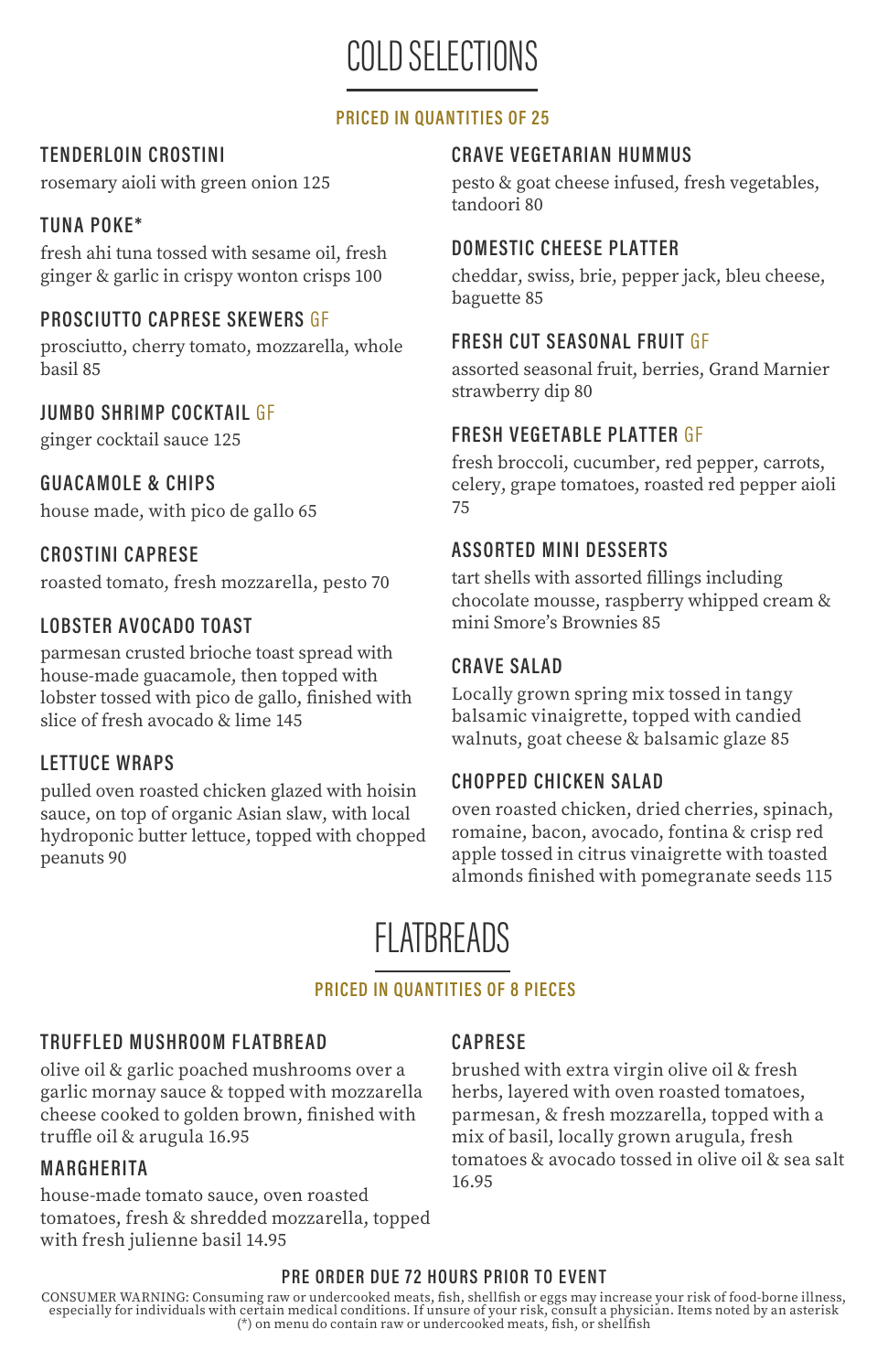# COLD SELECTIONS

**PRICED IN QUANTITIES OF 25**

### TENDERLOIN CROSTINI
rosemary aioli with green onion 125

### TUNA POKE*
fresh ahi tuna tossed with sesame oil, fresh ginger & garlic in crispy wonton crisps 100

### PROSCIUTTO CAPRESE SKEWERS GF
prosciutto, cherry tomato, mozzarella, whole basil 85

### JUMBO SHRIMP COCKTAIL GF
ginger cocktail sauce 125

### GUACAMOLE & CHIPS
house made, with pico de gallo 65

### CROSTINI CAPRESE
roasted tomato, fresh mozzarella, pesto 70

### LOBSTER AVOCADO TOAST
parmesan crusted brioche toast spread with house-made guacamole, then topped with lobster tossed with pico de gallo, finished with slice of fresh avocado & lime 145

### LETTUCE WRAPS
pulled oven roasted chicken glazed with hoisin sauce, on top of organic Asian slaw, with local hydroponic butter lettuce, topped with chopped peanuts 90

### CRAVE VEGETARIAN HUMMUS
pesto & goat cheese infused, fresh vegetables, tandoori 80

### DOMESTIC CHEESE PLATTER
cheddar, swiss, brie, pepper jack, bleu cheese, baguette 85

### FRESH CUT SEASONAL FRUIT GF
assorted seasonal fruit, berries, Grand Marnier strawberry dip 80

### FRESH VEGETABLE PLATTER GF
fresh broccoli, cucumber, red pepper, carrots, celery, grape tomatoes, roasted red pepper aioli 75

### ASSORTED MINI DESSERTS
tart shells with assorted fillings including chocolate mousse, raspberry whipped cream & mini Smore's Brownies 85

### CRAVE SALAD
Locally grown spring mix tossed in tangy balsamic vinaigrette, topped with candied walnuts, goat cheese & balsamic glaze 85

### CHOPPED CHICKEN SALAD
oven roasted chicken, dried cherries, spinach, romaine, bacon, avocado, fontina & crisp red apple tossed in citrus vinaigrette with toasted almonds finished with pomegranate seeds 115

# FLATBREADS

**PRICED IN QUANTITIES OF 8 PIECES**

### TRUFFLED MUSHROOM FLATBREAD
olive oil & garlic poached mushrooms over a garlic mornay sauce & topped with mozzarella cheese cooked to golden brown, finished with truffle oil & arugula 16.95

### MARGHERITA
house-made tomato sauce, oven roasted tomatoes, fresh & shredded mozzarella, topped with fresh julienne basil 14.95

### CAPRESE
brushed with extra virgin olive oil & fresh herbs, layered with oven roasted tomatoes, parmesan, & fresh mozzarella, topped with a mix of basil, locally grown arugula, fresh tomatoes & avocado tossed in olive oil & sea salt 16.95

**PRE ORDER DUE 72 HOURS PRIOR TO EVENT**

CONSUMER WARNING: Consuming raw or undercooked meats, fish, shellfish or eggs may increase your risk of food-borne illness, especially for individuals with certain medical conditions. If unsure of your risk, consult a physician. Items noted by an asterisk (*) on menu do contain raw or undercooked meats, fish, or shellfish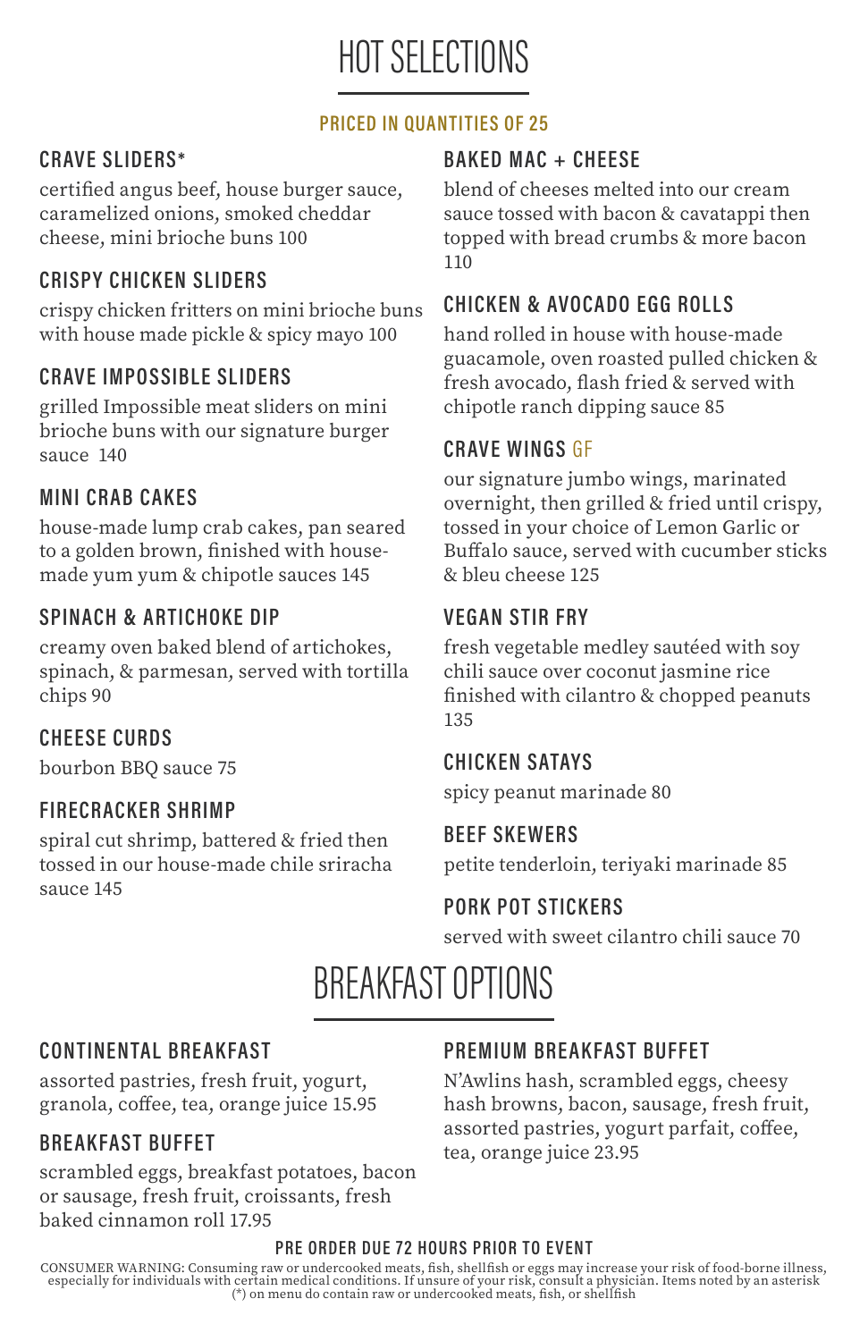# HOT SELECTIONS

**PRICED IN QUANTITIES OF 25**

### CRAVE SLIDERS*

certified angus beef, house burger sauce, caramelized onions, smoked cheddar cheese, mini brioche buns 100

### CRISPY CHICKEN SLIDERS

crispy chicken fritters on mini brioche buns with house made pickle & spicy mayo 100

### CRAVE IMPOSSIBLE SLIDERS

grilled Impossible meat sliders on mini brioche buns with our signature burger sauce 140

### MINI CRAB CAKES

house-made lump crab cakes, pan seared to a golden brown, finished with house-made yum yum & chipotle sauces 145

### SPINACH & ARTICHOKE DIP

creamy oven baked blend of artichokes, spinach, & parmesan, served with tortilla chips 90

### CHEESE CURDS

bourbon BBQ sauce 75

### FIRECRACKER SHRIMP

spiral cut shrimp, battered & fried then tossed in our house-made chile sriracha sauce 145

### BAKED MAC + CHEESE

blend of cheeses melted into our cream sauce tossed with bacon & cavatappi then topped with bread crumbs & more bacon 110

### CHICKEN & AVOCADO EGG ROLLS

hand rolled in house with house-made guacamole, oven roasted pulled chicken & fresh avocado, flash fried & served with chipotle ranch dipping sauce 85

### CRAVE WINGS GF

our signature jumbo wings, marinated overnight, then grilled & fried until crispy, tossed in your choice of Lemon Garlic or Buffalo sauce, served with cucumber sticks & bleu cheese 125

### VEGAN STIR FRY

fresh vegetable medley sautéed with soy chili sauce over coconut jasmine rice finished with cilantro & chopped peanuts 135

### CHICKEN SATAYS

spicy peanut marinade 80

### BEEF SKEWERS

petite tenderloin, teriyaki marinade 85

### PORK POT STICKERS

served with sweet cilantro chili sauce 70

# BREAKFAST OPTIONS

### CONTINENTAL BREAKFAST

assorted pastries, fresh fruit, yogurt, granola, coffee, tea, orange juice 15.95

### BREAKFAST BUFFET

scrambled eggs, breakfast potatoes, bacon or sausage, fresh fruit, croissants, fresh baked cinnamon roll 17.95

### PREMIUM BREAKFAST BUFFET

N'Awlins hash, scrambled eggs, cheesy hash browns, bacon, sausage, fresh fruit, assorted pastries, yogurt parfait, coffee, tea, orange juice 23.95

**PRE ORDER DUE 72 HOURS PRIOR TO EVENT**

CONSUMER WARNING: Consuming raw or undercooked meats, fish, shellfish or eggs may increase your risk of food-borne illness, especially for individuals with certain medical conditions. If unsure of your risk, consult a physician. Items noted by an asterisk (*) on menu do contain raw or undercooked meats, fish, or shellfish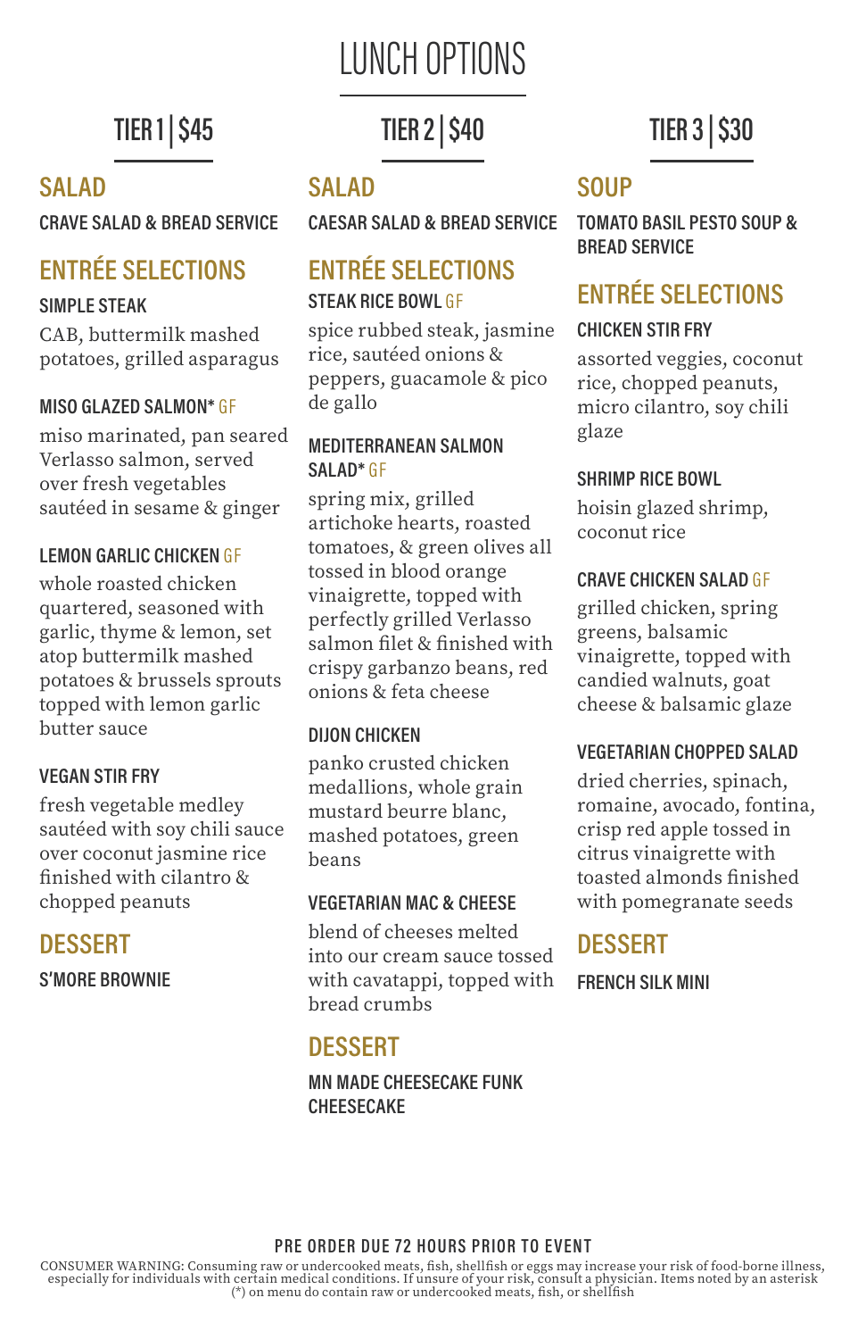# LUNCH OPTIONS

## TIER 1 | $45

### SALAD

**CRAVE SALAD & BREAD SERVICE**

### ENTRÉE SELECTIONS

**SIMPLE STEAK**

CAB, buttermilk mashed potatoes, grilled asparagus

**MISO GLAZED SALMON*** GF

miso marinated, pan seared Verlasso salmon, served over fresh vegetables sautéed in sesame & ginger

**LEMON GARLIC CHICKEN** GF

whole roasted chicken quartered, seasoned with garlic, thyme & lemon, set atop buttermilk mashed potatoes & brussels sprouts topped with lemon garlic butter sauce

**VEGAN STIR FRY**

fresh vegetable medley sautéed with soy chili sauce over coconut jasmine rice finished with cilantro & chopped peanuts

### DESSERT

**S'MORE BROWNIE**

## TIER 2 | $40

### SALAD

**CAESAR SALAD & BREAD SERVICE**

### ENTRÉE SELECTIONS

**STEAK RICE BOWL** GF

spice rubbed steak, jasmine rice, sautéed onions & peppers, guacamole & pico de gallo

**MEDITERRANEAN SALMON SALAD*** GF

spring mix, grilled artichoke hearts, roasted tomatoes, & green olives all tossed in blood orange vinaigrette, topped with perfectly grilled Verlasso salmon filet & finished with crispy garbanzo beans, red onions & feta cheese

**DIJON CHICKEN**

panko crusted chicken medallions, whole grain mustard beurre blanc, mashed potatoes, green beans

**VEGETARIAN MAC & CHEESE**

blend of cheeses melted into our cream sauce tossed with cavatappi, topped with bread crumbs

### DESSERT

**MN MADE CHEESECAKE FUNK CHEESECAKE**

## TIER 3 | $30

### SOUP

**TOMATO BASIL PESTO SOUP & BREAD SERVICE**

### ENTRÉE SELECTIONS

**CHICKEN STIR FRY**

assorted veggies, coconut rice, chopped peanuts, micro cilantro, soy chili glaze

**SHRIMP RICE BOWL**

hoisin glazed shrimp, coconut rice

**CRAVE CHICKEN SALAD** GF

grilled chicken, spring greens, balsamic vinaigrette, topped with candied walnuts, goat cheese & balsamic glaze

**VEGETARIAN CHOPPED SALAD**

dried cherries, spinach, romaine, avocado, fontina, crisp red apple tossed in citrus vinaigrette with toasted almonds finished with pomegranate seeds

### DESSERT

**FRENCH SILK MINI**

**PRE ORDER DUE 72 HOURS PRIOR TO EVENT**

CONSUMER WARNING: Consuming raw or undercooked meats, fish, shellfish or eggs may increase your risk of food-borne illness, especially for individuals with certain medical conditions. If unsure of your risk, consult a physician. Items noted by an asterisk (*) on menu do contain raw or undercooked meats, fish, or shellfish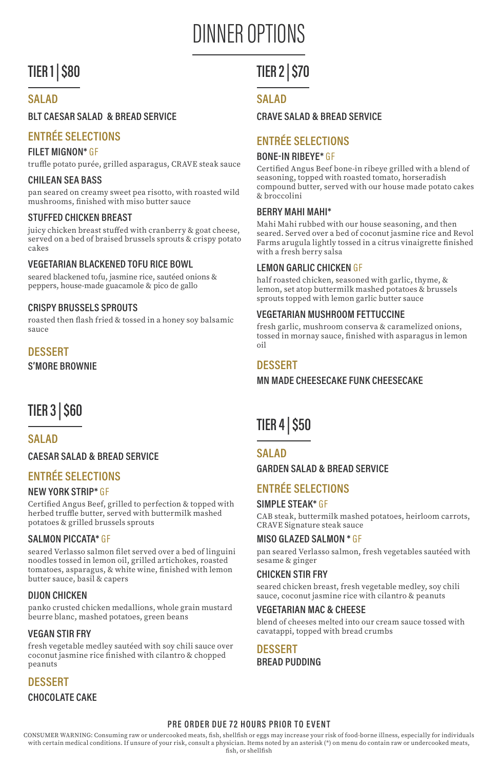# DINNER OPTIONS

## TIER 1 | $80

### SALAD

BLT CAESAR SALAD & BREAD SERVICE

### ENTRÉE SELECTIONS

**FILET MIGNON* GF**
truffle potato purée, grilled asparagus, CRAVE steak sauce

**CHILEAN SEA BASS**
pan seared on creamy sweet pea risotto, with roasted wild mushrooms, finished with miso butter sauce

**STUFFED CHICKEN BREAST**
juicy chicken breast stuffed with cranberry & goat cheese, served on a bed of braised brussels sprouts & crispy potato cakes

**VEGETARIAN BLACKENED TOFU RICE BOWL**
seared blackened tofu, jasmine rice, sautéed onions & peppers, house-made guacamole & pico de gallo

**CRISPY BRUSSELS SPROUTS**
roasted then flash fried & tossed in a honey soy balsamic sauce

### DESSERT

S'MORE BROWNIE

## TIER 2 | $70

### SALAD

CRAVE SALAD & BREAD SERVICE

### ENTRÉE SELECTIONS

**BONE-IN RIBEYE* GF**
Certified Angus Beef bone-in ribeye grilled with a blend of seasoning, topped with roasted tomato, horseradish compound butter, served with our house made potato cakes & broccolini

**BERRY MAHI MAHI***
Mahi Mahi rubbed with our house seasoning, and then seared. Served over a bed of coconut jasmine rice and Revol Farms arugula lightly tossed in a citrus vinaigrette finished with a fresh berry salsa

**LEMON GARLIC CHICKEN GF**
half roasted chicken, seasoned with garlic, thyme, & lemon, set atop buttermilk mashed potatoes & brussels sprouts topped with lemon garlic butter sauce

**VEGETARIAN MUSHROOM FETTUCCINE**
fresh garlic, mushroom conserva & caramelized onions, tossed in mornay sauce, finished with asparagus in lemon oil

### DESSERT

MN MADE CHEESECAKE FUNK CHEESECAKE

## TIER 3 | $60

### SALAD

CAESAR SALAD & BREAD SERVICE

### ENTRÉE SELECTIONS

**NEW YORK STRIP* GF**
Certified Angus Beef, grilled to perfection & topped with herbed truffle butter, served with buttermilk mashed potatoes & grilled brussels sprouts

**SALMON PICCATA* GF**
seared Verlasso salmon filet served over a bed of linguini noodles tossed in lemon oil, grilled artichokes, roasted tomatoes, asparagus, & white wine, finished with lemon butter sauce, basil & capers

**DIJON CHICKEN**
panko crusted chicken medallions, whole grain mustard beurre blanc, mashed potatoes, green beans

**VEGAN STIR FRY**
fresh vegetable medley sautéed with soy chili sauce over coconut jasmine rice finished with cilantro & chopped peanuts

### DESSERT

CHOCOLATE CAKE

## TIER 4 | $50

### SALAD

GARDEN SALAD & BREAD SERVICE

### ENTRÉE SELECTIONS

**SIMPLE STEAK* GF**
CAB steak, buttermilk mashed potatoes, heirloom carrots, CRAVE Signature steak sauce

**MISO GLAZED SALMON * GF**
pan seared Verlasso salmon, fresh vegetables sautéed with sesame & ginger

**CHICKEN STIR FRY**
seared chicken breast, fresh vegetable medley, soy chili sauce, coconut jasmine rice with cilantro & peanuts

**VEGETARIAN MAC & CHEESE**
blend of cheeses melted into our cream sauce tossed with cavatappi, topped with bread crumbs

### DESSERT

BREAD PUDDING

**PRE ORDER DUE 72 HOURS PRIOR TO EVENT**

CONSUMER WARNING: Consuming raw or undercooked meats, fish, shellfish or eggs may increase your risk of food-borne illness, especially for individuals with certain medical conditions. If unsure of your risk, consult a physician. Items noted by an asterisk (*) on menu do contain raw or undercooked meats, fish, or shellfish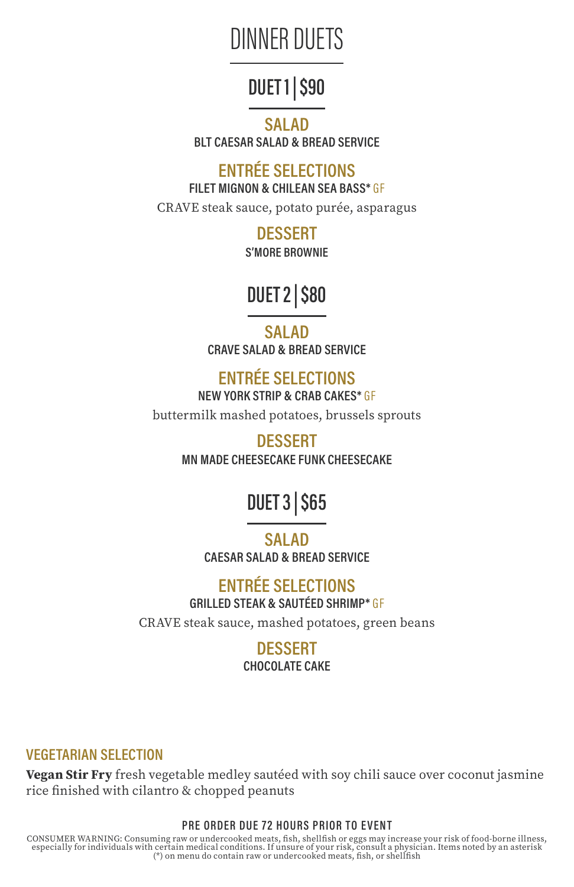# DINNER DUETS

## DUET 1 | $90

### SALAD

BLT CAESAR SALAD & BREAD SERVICE

### ENTRÉE SELECTIONS

FILET MIGNON & CHILEAN SEA BASS* GF

CRAVE steak sauce, potato purée, asparagus

### DESSERT

S'MORE BROWNIE

## DUET 2 | $80

### SALAD

CRAVE SALAD & BREAD SERVICE

### ENTRÉE SELECTIONS

NEW YORK STRIP & CRAB CAKES* GF

buttermilk mashed potatoes, brussels sprouts

### DESSERT

MN MADE CHEESECAKE FUNK CHEESECAKE

## DUET 3 | $65

### SALAD

CAESAR SALAD & BREAD SERVICE

### ENTRÉE SELECTIONS

GRILLED STEAK & SAUTÉED SHRIMP* GF

CRAVE steak sauce, mashed potatoes, green beans

### DESSERT

CHOCOLATE CAKE

### VEGETARIAN SELECTION

**Vegan Stir Fry** fresh vegetable medley sautéed with soy chili sauce over coconut jasmine rice finished with cilantro & chopped peanuts

PRE ORDER DUE 72 HOURS PRIOR TO EVENT

CONSUMER WARNING: Consuming raw or undercooked meats, fish, shellfish or eggs may increase your risk of food-borne illness, especially for individuals with certain medical conditions. If unsure of your risk, consult a physician. Items noted by an asterisk (*) on menu do contain raw or undercooked meats, fish, or shellfish